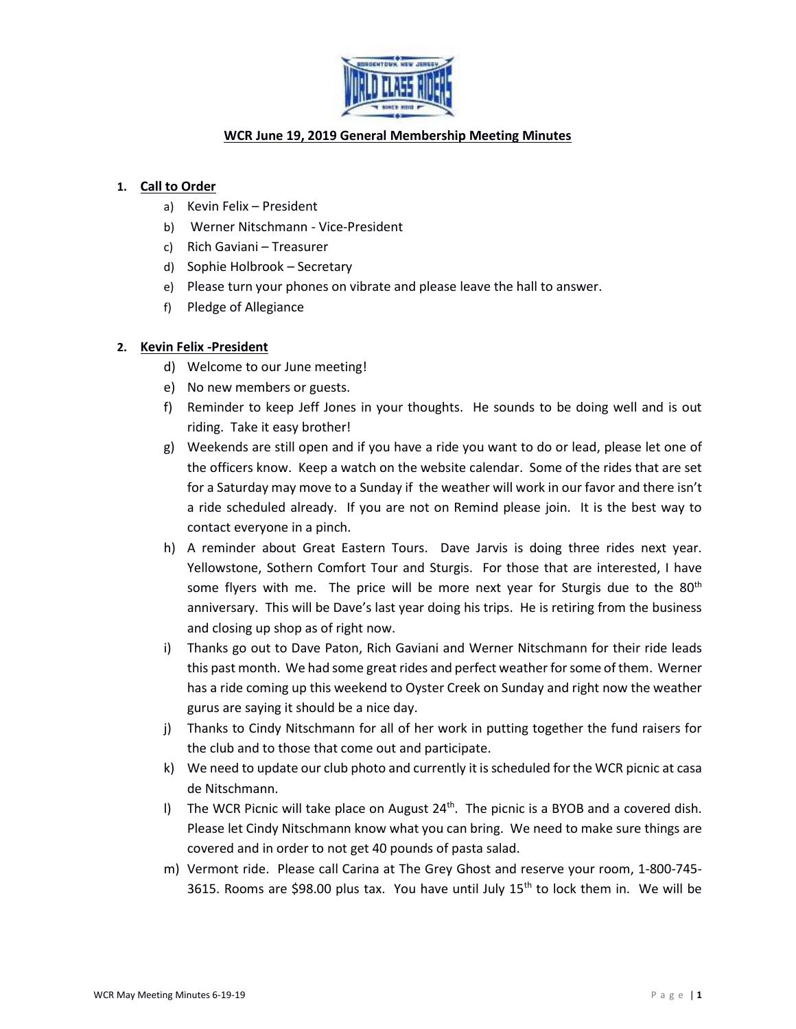## WCR June 19, 2019 General Membership Meeting Minutes

1. **Call to Order**
   a) Kevin Felix – President
   b) Werner Nitschmann - Vice-President
   c) Rich Gaviani – Treasurer
   d) Sophie Holbrook – Secretary
   e) Please turn your phones on vibrate and please leave the hall to answer.
   f) Pledge of Allegiance

2. **Kevin Felix -President**
   d) Welcome to our June meeting!
   e) No new members or guests.
   f) Reminder to keep Jeff Jones in your thoughts. He sounds to be doing well and is out riding. Take it easy brother!
   g) Weekends are still open and if you have a ride you want to do or lead, please let one of the officers know. Keep a watch on the website calendar. Some of the rides that are set for a Saturday may move to a Sunday if the weather will work in our favor and there isn't a ride scheduled already. If you are not on Remind please join. It is the best way to contact everyone in a pinch.
   h) A reminder about Great Eastern Tours. Dave Jarvis is doing three rides next year. Yellowstone, Sothern Comfort Tour and Sturgis. For those that are interested, I have some flyers with me. The price will be more next year for Sturgis due to the 80th anniversary. This will be Dave's last year doing his trips. He is retiring from the business and closing up shop as of right now.
   i) Thanks go out to Dave Paton, Rich Gaviani and Werner Nitschmann for their ride leads this past month. We had some great rides and perfect weather for some of them. Werner has a ride coming up this weekend to Oyster Creek on Sunday and right now the weather gurus are saying it should be a nice day.
   j) Thanks to Cindy Nitschmann for all of her work in putting together the fund raisers for the club and to those that come out and participate.
   k) We need to update our club photo and currently it is scheduled for the WCR picnic at casa de Nitschmann.
   l) The WCR Picnic will take place on August 24th. The picnic is a BYOB and a covered dish. Please let Cindy Nitschmann know what you can bring. We need to make sure things are covered and in order to not get 40 pounds of pasta salad.
   m) Vermont ride. Please call Carina at The Grey Ghost and reserve your room, 1-800-745-3615. Rooms are $98.00 plus tax. You have until July 15th to lock them in. We will be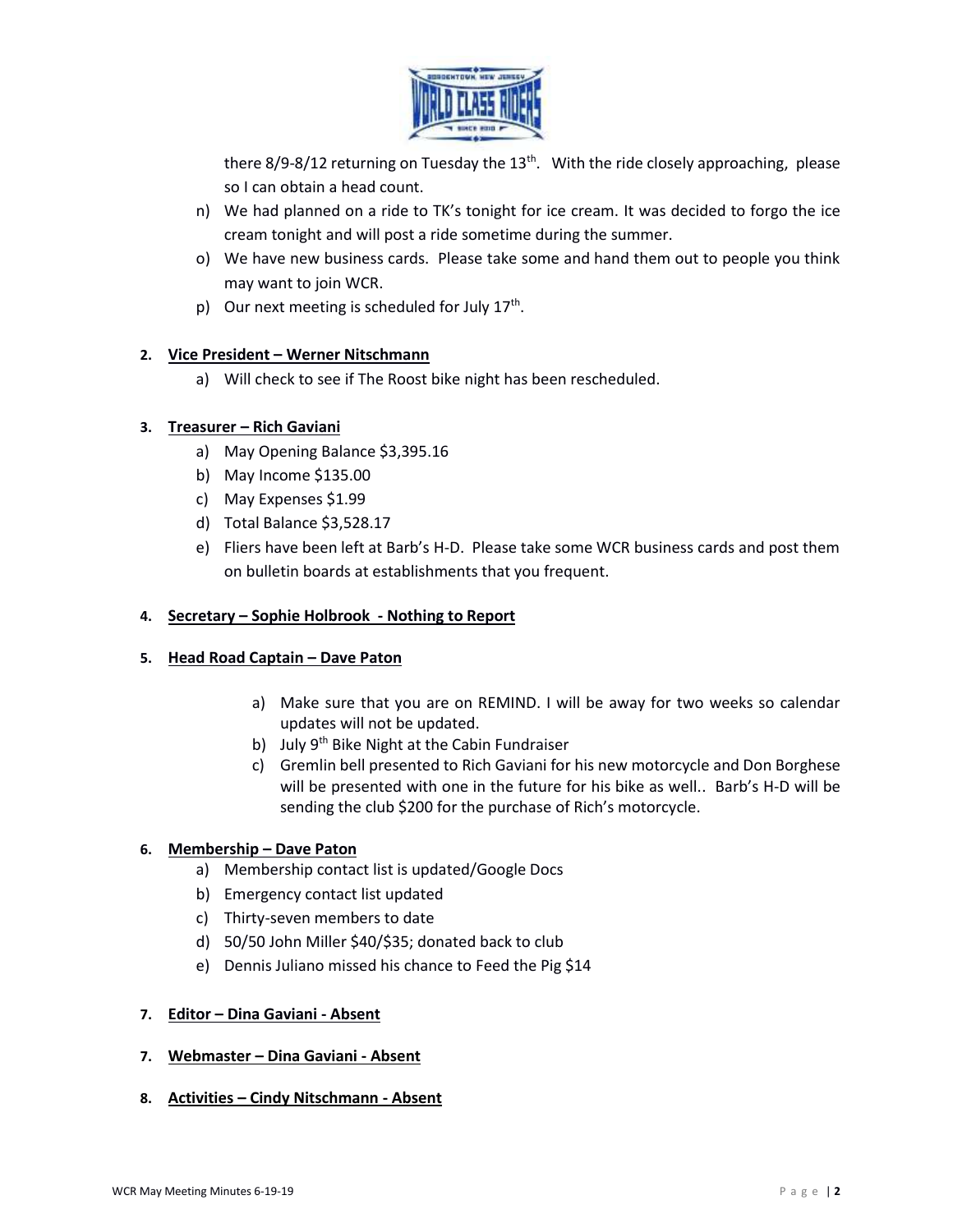there 8/9-8/12 returning on Tuesday the 13th. With the ride closely approaching, please so I can obtain a head count.

n) We had planned on a ride to TK's tonight for ice cream. It was decided to forgo the ice cream tonight and will post a ride sometime during the summer.

o) We have new business cards. Please take some and hand them out to people you think may want to join WCR.

p) Our next meeting is scheduled for July 17th.

2. **Vice President – Werner Nitschmann**

   a) Will check to see if The Roost bike night has been rescheduled.

3. **Treasurer – Rich Gaviani**

   a) May Opening Balance $3,395.16
   b) May Income $135.00
   c) May Expenses $1.99
   d) Total Balance $3,528.17
   e) Fliers have been left at Barb's H-D. Please take some WCR business cards and post them on bulletin boards at establishments that you frequent.

4. **Secretary – Sophie Holbrook - Nothing to Report**

5. **Head Road Captain – Dave Paton**

   a) Make sure that you are on REMIND. I will be away for two weeks so calendar updates will not be updated.
   b) July 9th Bike Night at the Cabin Fundraiser
   c) Gremlin bell presented to Rich Gaviani for his new motorcycle and Don Borghese will be presented with one in the future for his bike as well.. Barb's H-D will be sending the club $200 for the purchase of Rich's motorcycle.

6. **Membership – Dave Paton**

   a) Membership contact list is updated/Google Docs
   b) Emergency contact list updated
   c) Thirty-seven members to date
   d) 50/50 John Miller $40/$35; donated back to club
   e) Dennis Juliano missed his chance to Feed the Pig $14

7. **Editor – Dina Gaviani - Absent**

7. **Webmaster – Dina Gaviani - Absent**

8. **Activities – Cindy Nitschmann - Absent**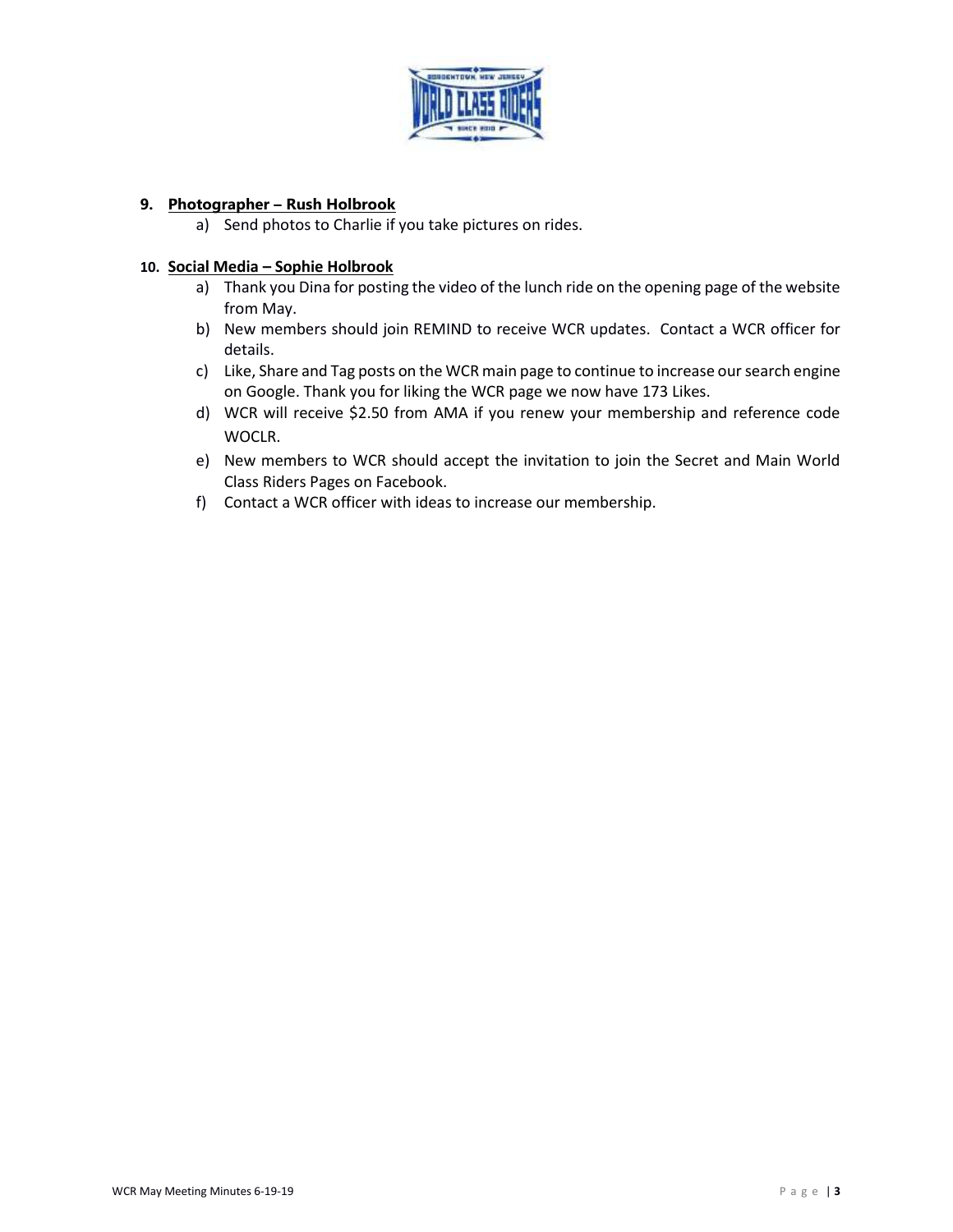9. **Photographer – Rush Holbrook**
   a) Send photos to Charlie if you take pictures on rides.

10. **Social Media – Sophie Holbrook**
    a) Thank you Dina for posting the video of the lunch ride on the opening page of the website from May.
    b) New members should join REMIND to receive WCR updates. Contact a WCR officer for details.
    c) Like, Share and Tag posts on the WCR main page to continue to increase our search engine on Google. Thank you for liking the WCR page we now have 173 Likes.
    d) WCR will receive $2.50 from AMA if you renew your membership and reference code WOCLR.
    e) New members to WCR should accept the invitation to join the Secret and Main World Class Riders Pages on Facebook.
    f) Contact a WCR officer with ideas to increase our membership.